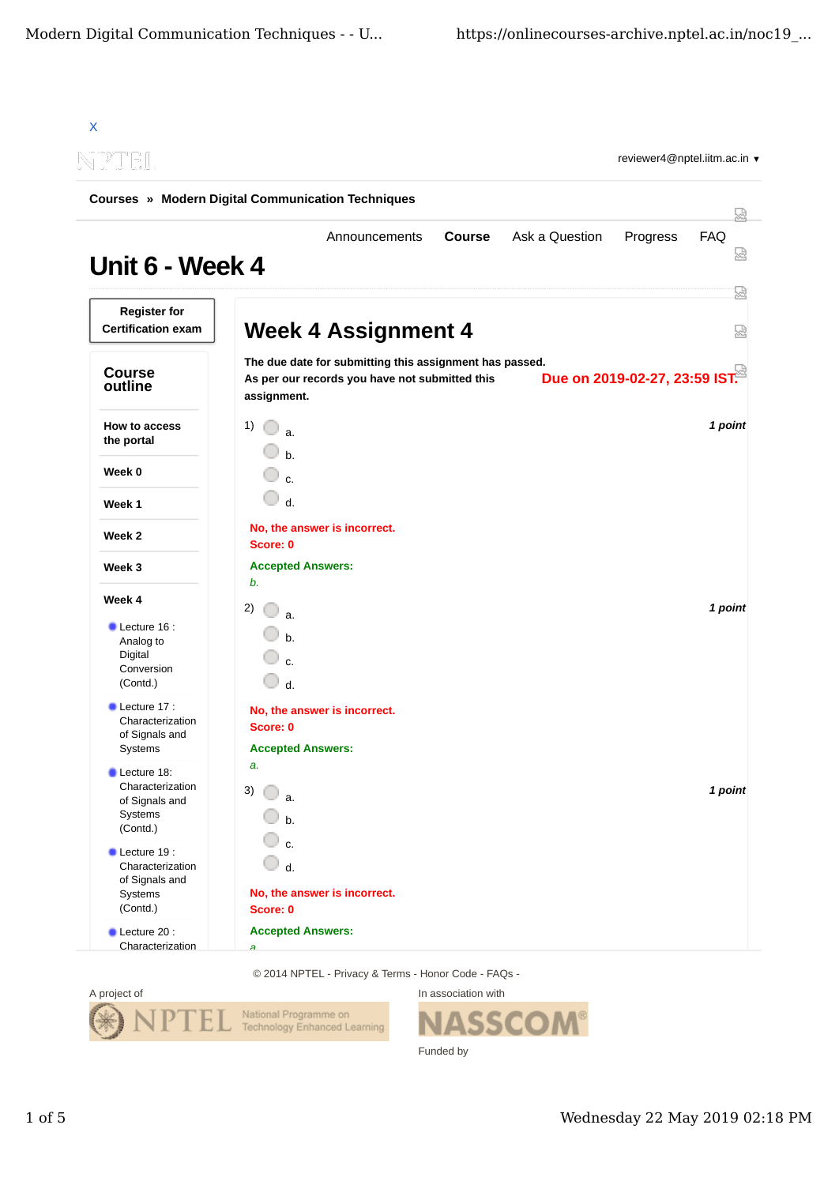X

reviewer4@nptel.iitm.ac.in ▾

**Courses » Modern Digital Communication Techniques**

Announcements | **Course** | Ask a Question | Progress | FAQ

# Unit 6 - Week 4

**Register for Certification exam**

## Course outline

- **How to access the portal**
- **Week 0**
- **Week 1**
- **Week 2**
- **Week 3**
- **Week 4**
  - Lecture 16 : Analog to Digital Conversion (Contd.)
  - Lecture 17 : Characterization of Signals and Systems
  - Lecture 18: Characterization of Signals and Systems (Contd.)
  - Lecture 19 : Characterization of Signals and Systems (Contd.)
  - Lecture 20 : Characterization

## Week 4 Assignment 4

**The due date for submitting this assignment has passed.**
**As per our records you have not submitted this assignment.**

**Due on 2019-02-27, 23:59 IST.**

1) *1 point*

- a.
- b.
- c.
- d.

**No, the answer is incorrect.**
**Score: 0**

**Accepted Answers:**
*b.*

2) *1 point*

- a.
- b.
- c.
- d.

**No, the answer is incorrect.**
**Score: 0**

**Accepted Answers:**
*a.*

3) *1 point*

- a.
- b.
- c.
- d.

**No, the answer is incorrect.**
**Score: 0**

**Accepted Answers:**
*a.*

© 2014 NPTEL - Privacy & Terms - Honor Code - FAQs -

A project of

NPTEL National Programme on Technology Enhanced Learning

In association with

NASSCOM®

Funded by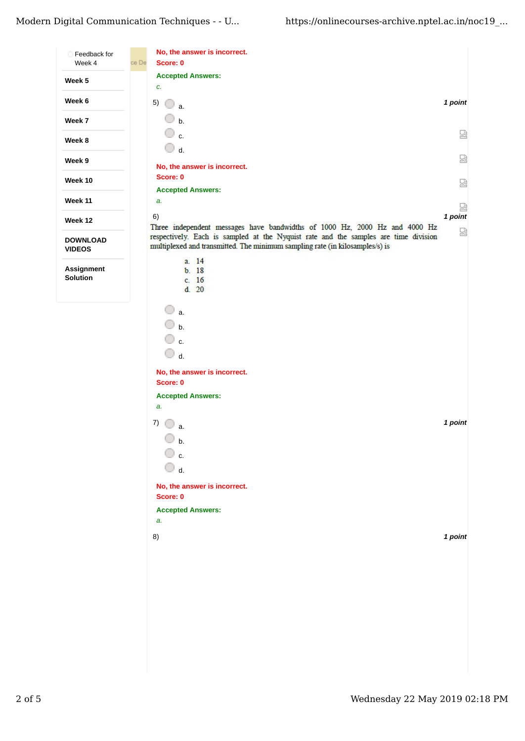- Feedback for Week 4
- Week 5
- Week 6
- Week 7
- Week 8
- Week 9
- Week 10
- Week 11
- Week 12
- DOWNLOAD VIDEOS
- Assignment Solution

No, the answer is incorrect.
Score: 0

Accepted Answers:
*c.*

5) **1 point**

a.
b.
c.
d.

No, the answer is incorrect.
Score: 0

Accepted Answers:
*a.*

6) **1 point**

Three independent messages have bandwidths of 1000 Hz, 2000 Hz and 4000 Hz respectively. Each is sampled at the Nyquist rate and the samples are time division multiplexed and transmitted. The minimum sampling rate (in kilosamples/s) is

a. 14
b. 18
c. 16
d. 20

a.
b.
c.
d.

No, the answer is incorrect.
Score: 0

Accepted Answers:
*a.*

7) **1 point**

a.
b.
c.
d.

No, the answer is incorrect.
Score: 0

Accepted Answers:
*a.*

8) **1 point**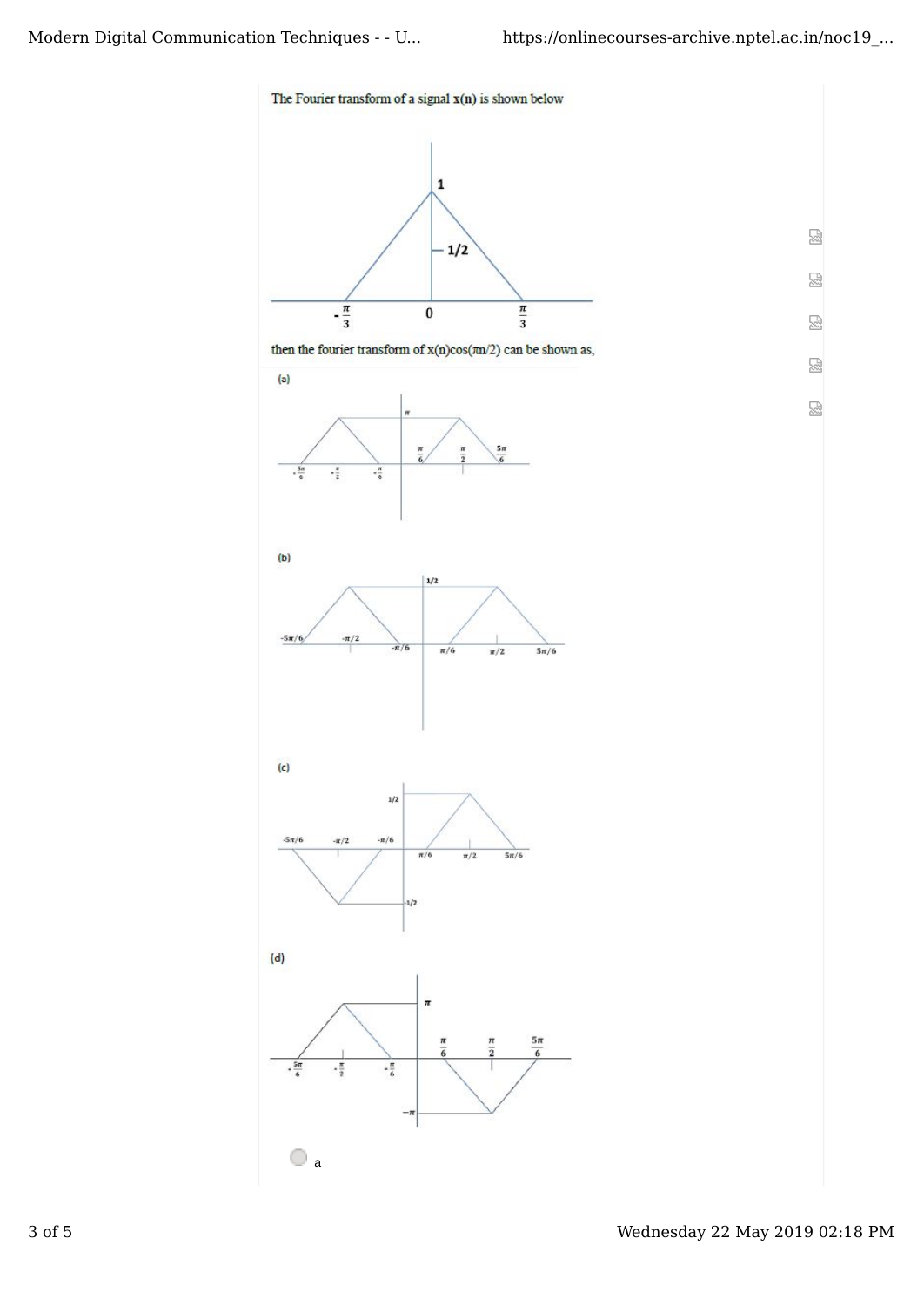The Fourier transform of a signal $\mathbf{x(n)}$ is shown below

then the fourier transform of $x(n)\cos(\pi n/2)$ can be shown as,

(a)

(b)

(c)

(d)

a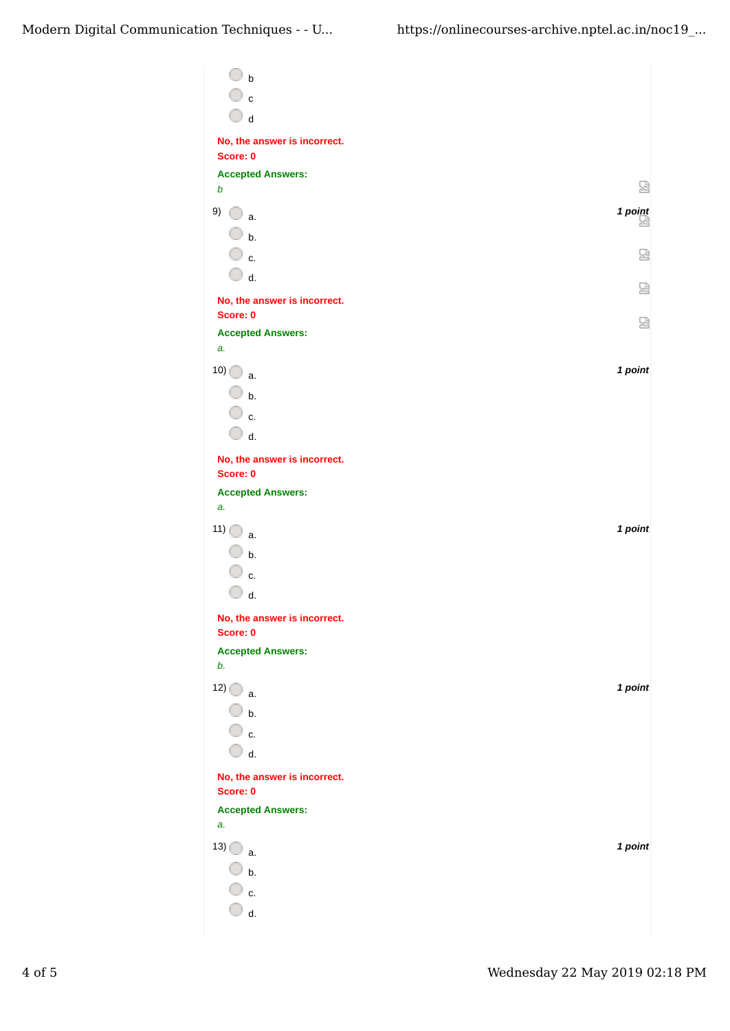- b
- c
- d

**No, the answer is incorrect.**
**Score: 0**

**Accepted Answers:**
*b*

9)
- a.
- b.
- c.
- d.

*1 point*

**No, the answer is incorrect.**
**Score: 0**

**Accepted Answers:**
*a.*

10)
- a.
- b.
- c.
- d.

*1 point*

**No, the answer is incorrect.**
**Score: 0**

**Accepted Answers:**
*a.*

11)
- a.
- b.
- c.
- d.

*1 point*

**No, the answer is incorrect.**
**Score: 0**

**Accepted Answers:**
*b.*

12)
- a.
- b.
- c.
- d.

*1 point*

**No, the answer is incorrect.**
**Score: 0**

**Accepted Answers:**
*a.*

13)
- a.
- b.
- c.
- d.

*1 point*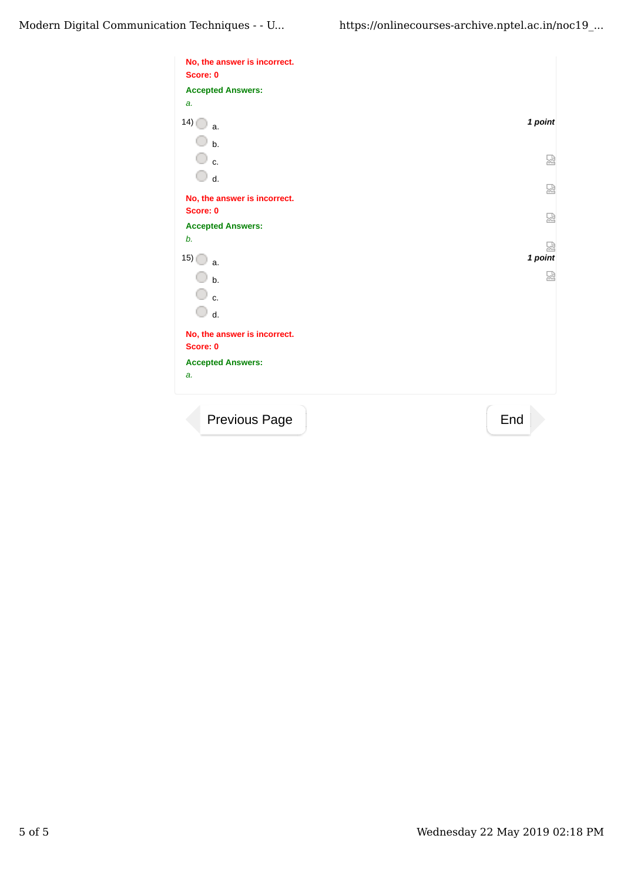No, the answer is incorrect.
Score: 0

Accepted Answers:
*a.*

14) 1 point

- a.
- b.
- c.
- d.

No, the answer is incorrect.
Score: 0

Accepted Answers:
*b.*

15) 1 point

- a.
- b.
- c.
- d.

No, the answer is incorrect.
Score: 0

Accepted Answers:
*a.*

Previous Page    End